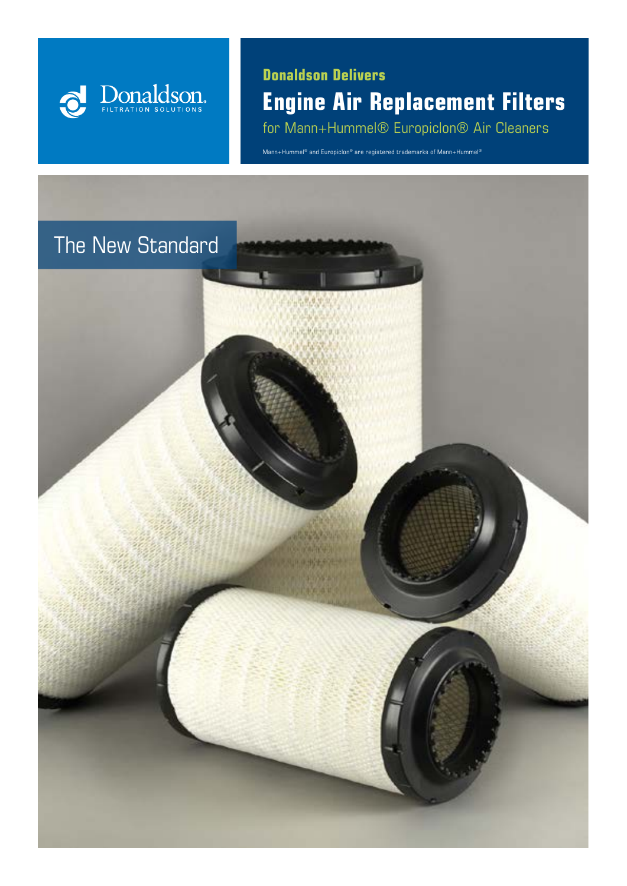Donaldson. FILTRATION SOLUTIONS

**Donaldson Delivers**

# Engine Air Replacement Filters

for Mann+Hummel® Europiclon® Air Cleaners

Mann+Hummel® and Europiclon® are registered trademarks of Mann+Hummel®

## The New Standard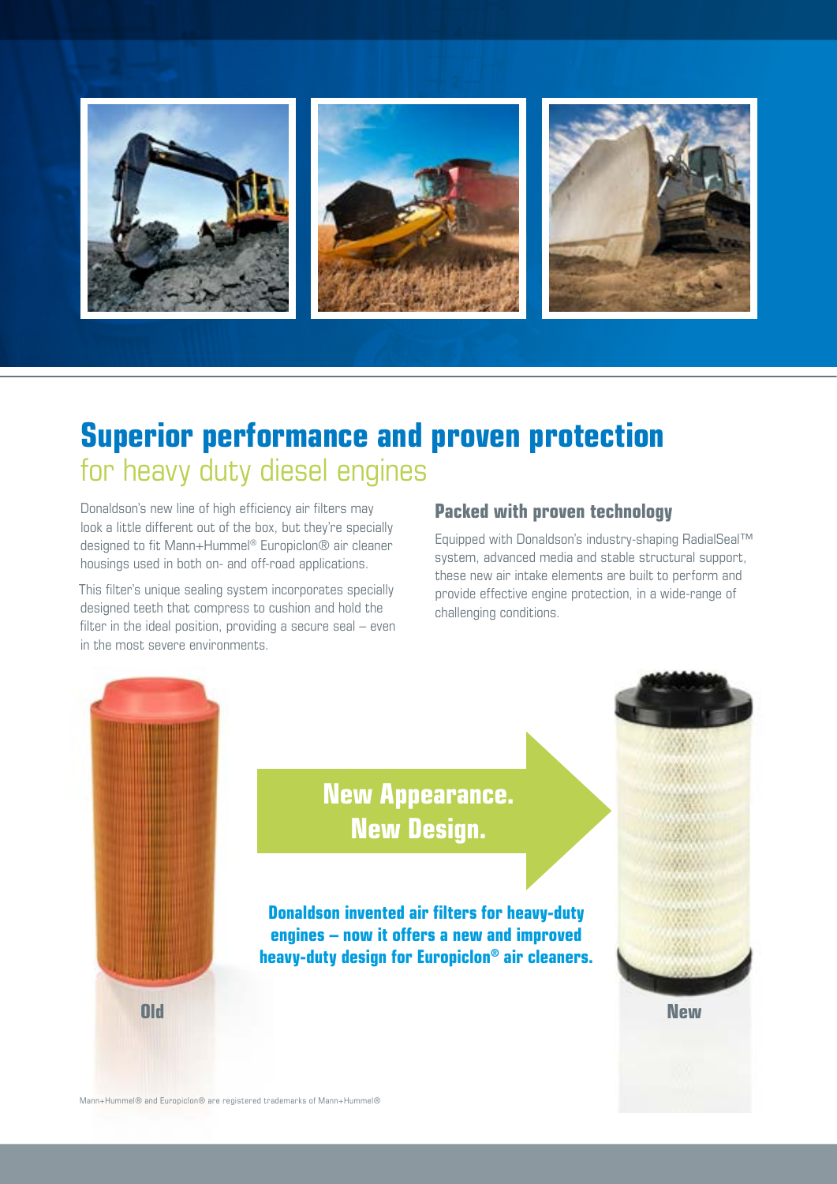# Superior performance and proven protection
## for heavy duty diesel engines

Donaldson's new line of high efficiency air filters may look a little different out of the box, but they're specially designed to fit Mann+Hummel® Europiclon® air cleaner housings used in both on- and off-road applications.

This filter's unique sealing system incorporates specially designed teeth that compress to cushion and hold the filter in the ideal position, providing a secure seal – even in the most severe environments.

### Packed with proven technology

Equipped with Donaldson's industry-shaping RadialSeal™ system, advanced media and stable structural support, these new air intake elements are built to perform and provide effective engine protection, in a wide-range of challenging conditions.

**New Appearance. New Design.**

**Donaldson invented air filters for heavy-duty engines – now it offers a new and improved heavy-duty design for Europiclon® air cleaners.**

**Old**

**New**

Mann+Hummel® and Europiclon® are registered trademarks of Mann+Hummel®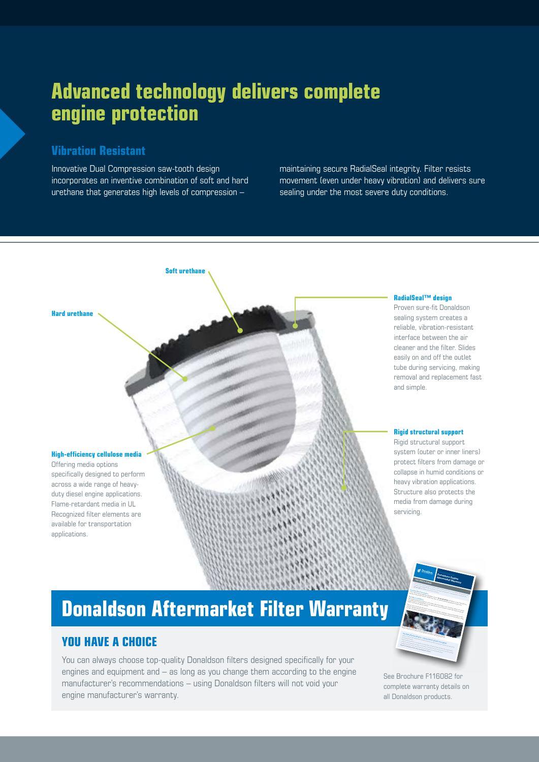# Advanced technology delivers complete engine protection

## Vibration Resistant

Innovative Dual Compression saw-tooth design incorporates an inventive combination of soft and hard urethane that generates high levels of compression – maintaining secure RadialSeal integrity. Filter resists movement (even under heavy vibration) and delivers sure sealing under the most severe duty conditions.

**Soft urethane**

**Hard urethane**

**RadialSeal™ design**
Proven sure-fit Donaldson sealing system creates a reliable, vibration-resistant interface between the air cleaner and the filter. Slides easily on and off the outlet tube during servicing, making removal and replacement fast and simple.

**High-efficiency cellulose media**
Offering media options specifically designed to perform across a wide range of heavy-duty diesel engine applications. Flame-retardant media in UL Recognized filter elements are available for transportation applications.

**Rigid structural support**
Rigid structural support system (outer or inner liners) protect filters from damage or collapse in humid conditions or heavy vibration applications. Structure also protects the media from damage during servicing.

# Donaldson Aftermarket Filter Warranty

## YOU HAVE A CHOICE

You can always choose top-quality Donaldson filters designed specifically for your engines and equipment and – as long as you change them according to the engine manufacturer's recommendations – using Donaldson filters will not void your engine manufacturer's warranty.

See Brochure F116082 for complete warranty details on all Donaldson products.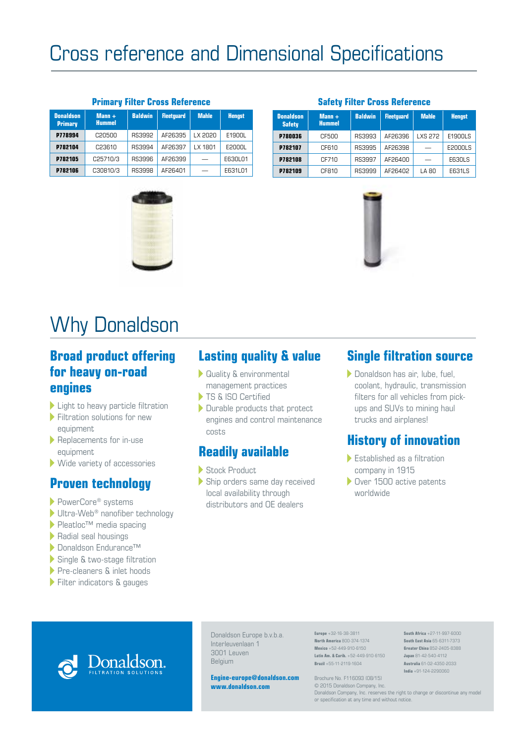# Cross reference and Dimensional Specifications

### Primary Filter Cross Reference

| Donaldson Primary | Mann + Hummel | Baldwin | Fleetguard | Mahle | Hengst |
|---|---|---|---|---|---|
| P778994 | C20500 | RS3992 | AF26395 | LX 2020 | E1900L |
| P782104 | C23610 | RS3994 | AF26397 | LX 1801 | E2000L |
| P782105 | C25710/3 | RS3996 | AF26399 | — | E630L01 |
| P782106 | C30810/3 | RS3998 | AF26401 | — | E631L01 |

### Safety Filter Cross Reference

| Donaldson Safety | Mann + Hummel | Baldwin | Fleetguard | Mahle | Hengst |
|---|---|---|---|---|---|
| P780036 | CF500 | RS3993 | AF26396 | LXS 272 | E1900LS |
| P782107 | CF610 | RS3995 | AF26398 | — | E2000LS |
| P782108 | CF710 | RS3997 | AF26400 | — | E630LS |
| P782109 | CF810 | RS3999 | AF26402 | LA 80 | E631LS |

# Why Donaldson

## Broad product offering for heavy on-road engines

- Light to heavy particle filtration
- Filtration solutions for new equipment
- Replacements for in-use equipment
- Wide variety of accessories

## Proven technology

- PowerCore® systems
- Ultra-Web® nanofiber technology
- Pleatloc™ media spacing
- Radial seal housings
- Donaldson Endurance™
- Single & two-stage filtration
- Pre-cleaners & inlet hoods
- Filter indicators & gauges

## Lasting quality & value

- Quality & environmental management practices
- TS & ISO Certified
- Durable products that protect engines and control maintenance costs

## Readily available

- Stock Product
- Ship orders same day received local availability through distributors and OE dealers

## Single filtration source

- Donaldson has air, lube, fuel, coolant, hydraulic, transmission filters for all vehicles from pick-ups and SUVs to mining haul trucks and airplanes!

## History of innovation

- Established as a filtration company in 1915
- Over 1500 active patents worldwide

Donaldson. FILTRATION SOLUTIONS

Donaldson Europe b.v.b.a.
Interleuvenlaan 1
3001 Leuven
Belgium

**Engine-europe@donaldson.com**
**www.donaldson.com**

**Europe** +32-16-38-3811
**North America** 800-374-1374
**Mexico** +52-449-910-6150
**Latin Am. & Carib.** +52-449-910-6150
**Brazil** +55-11-2119-1604

**South Africa** +27-11-997-6000
**South East Asia** 65-6311-7373
**Greater China** 852-2405-8388
**Japan** 81-42-540-4112
**Australia** 61-02-4350-2033
**India** +91-124-2290060

Brochure No. F116093 (08/15)
© 2015 Donaldson Company, Inc.
Donaldson Company, Inc. reserves the right to change or discontinue any model or specification at any time and without notice.